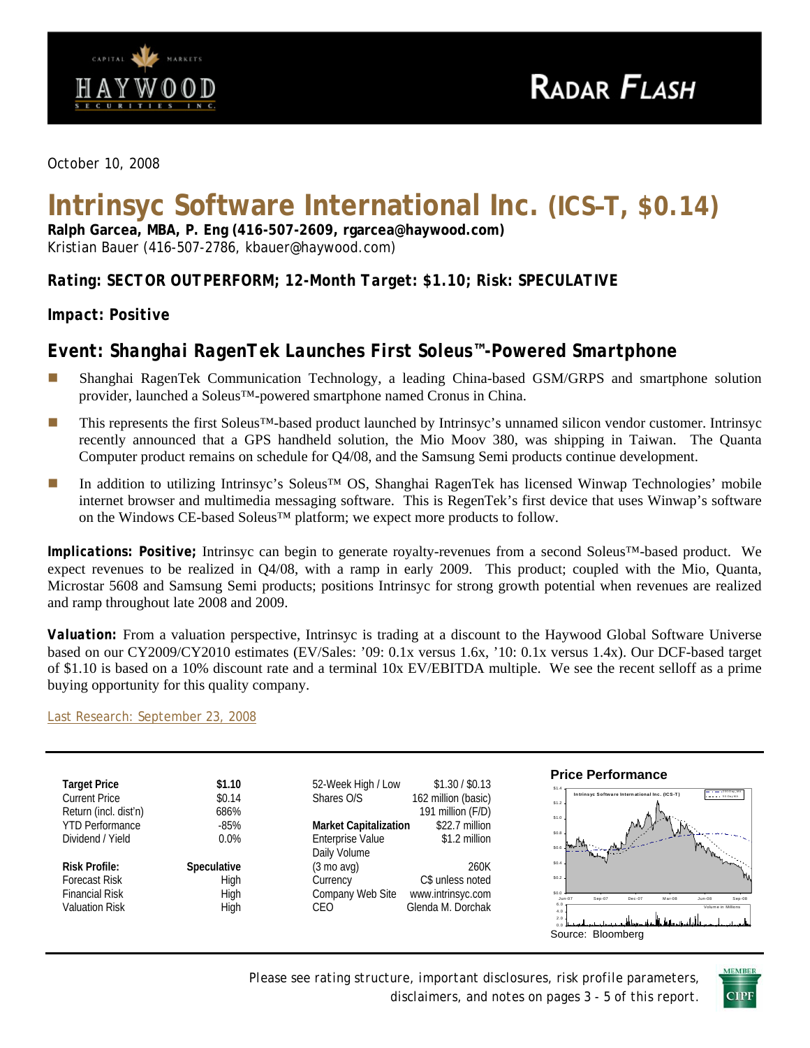October 10, 2008

# Intrinsyc Software International Inc. (ICS–T, $0.14)

**Ralph Garcea, MBA, P. Eng (416-507-2609, rgarcea@haywood.com)**
Kristian Bauer (416-507-2786, kbauer@haywood.com)

**Rating: SECTOR OUTPERFORM; 12-Month Target: $1.10; Risk: SPECULATIVE**

**Impact: Positive**

## Event: Shanghai RagenTek Launches First Soleus™-Powered Smartphone

- Shanghai RagenTek Communication Technology, a leading China-based GSM/GRPS and smartphone solution provider, launched a Soleus™-powered smartphone named Cronus in China.
- This represents the first Soleus™-based product launched by Intrinsyc's unnamed silicon vendor customer. Intrinsyc recently announced that a GPS handheld solution, the Mio Moov 380, was shipping in Taiwan. The Quanta Computer product remains on schedule for Q4/08, and the Samsung Semi products continue development.
- In addition to utilizing Intrinsyc's Soleus™ OS, Shanghai RagenTek has licensed Winwap Technologies' mobile internet browser and multimedia messaging software. This is RegenTek's first device that uses Winwap's software on the Windows CE-based Soleus™ platform; we expect more products to follow.

**Implications: Positive;** Intrinsyc can begin to generate royalty-revenues from a second Soleus™-based product. We expect revenues to be realized in Q4/08, with a ramp in early 2009. This product; coupled with the Mio, Quanta, Microstar 5608 and Samsung Semi products; positions Intrinsyc for strong growth potential when revenues are realized and ramp throughout late 2008 and 2009.

**Valuation:** From a valuation perspective, Intrinsyc is trading at a discount to the Haywood Global Software Universe based on our CY2009/CY2010 estimates (EV/Sales: '09: 0.1x versus 1.6x, '10: 0.1x versus 1.4x). Our DCF-based target of $1.10 is based on a 10% discount rate and a terminal 10x EV/EBITDA multiple. We see the recent selloff as a prime buying opportunity for this quality company.

Last Research: September 23, 2008

| | |
|---|---|
| **Target Price** | **$1.10** |
| Current Price | $0.14 |
| Return (incl. dist'n) | 686% |
| YTD Performance | -85% |
| Dividend / Yield | 0.0% |
| **Risk Profile:** | **Speculative** |
| Forecast Risk | High |
| Financial Risk | High |
| Valuation Risk | High |

| | |
|---|---|
| 52-Week High / Low | $1.30 / $0.13 |
| Shares O/S | 162 million (basic) |
| | 191 million (F/D) |
| **Market Capitalization** | $22.7 million |
| Enterprise Value | $1.2 million |
| Daily Volume (3 mo avg) | 260K |
| Currency | C$ unless noted |
| Company Web Site | www.intrinsyc.com |
| CEO | Glenda M. Dorchak |

**Price Performance**

Source: Bloomberg

Please see rating structure, important disclosures, risk profile parameters, disclaimers, and notes on pages 3 - 5 of this report.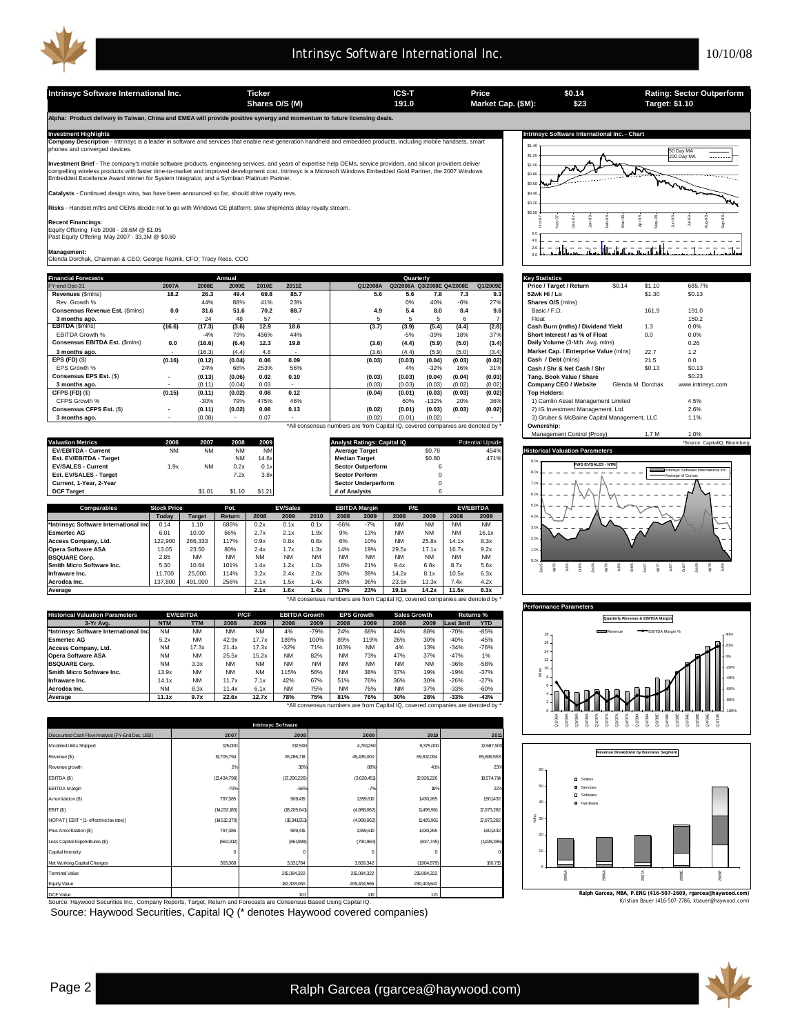| Intrinsyc Software International Inc. | Ticker | ICS-T | Price | $0.14 | Rating: Sector Outperform |
|---|---|---|---|---|---|
| | Shares O/S (M) | 191.0 | Market Cap. ($M): | $23 | Target: $1.10 |

**Alpha: Product delivery in Taiwan, China and EMEA will provide positive synergy and momentum to future licensing deals.**

### Investment Highlights

**Company Description** - Intrinsyc is a leader in software and services that enable next-generation handheld and embedded products, including mobile handsets, smart phones and converged devices.

**Investment Brief** - The company's mobile software products, engineering services, and years of expertise help OEMs, service providers, and silicon providers deliver compelling wireless products with faster time-to-market and improved development cost. Intrinsyc is a Microsoft Windows Embedded Gold Partner, the 2007 Windows Embedded Excellence Award winner for System Integrator, and a Symbian Platinum Partner.

**Catalysts** - Continued design wins, two have been announced so far, should drive royalty revs.

**Risks** - Handset mftrs and OEMs decide not to go with Windows CE platform; slow shipments delay royalty stream.

**Recent Financings**:
Equity Offering Feb 2008 - 28.6M @ $1.05
Past Equity Offering May 2007 - 33.3M @ $0.60

**Management:**
Glenda Dorchak, Chairman & CEO; George Reznik, CFO; Tracy Rees, COO

### Financial Forecasts

| FY-end Dec-31 | 2007A | 2008E | 2009E | 2010E | 2011E | Q1/2008A | Q2/2008A | Q3/2008E | Q4/2008E | Q1/2009E |
|---|---|---|---|---|---|---|---|---|---|---|
| **Revenues** ($mlns) | 18.2 | 26.3 | 49.4 | 69.8 | 85.7 | 5.6 | 5.6 | 7.8 | 7.3 | 9.3 |
| Rev. Growth % | | 44% | 88% | 41% | 23% | | 0% | 40% | -6% | 27% |
| **Consensus Revenue Est.** ($mlns) | 0.0 | 31.6 | 51.6 | 70.2 | 88.7 | 4.9 | 5.4 | 8.0 | 8.4 | 9.6 |
| 3 months ago. | - | 24 | 48 | 57 | - | 5 | 5 | 5 | 6 | 7 |
| **EBITDA** ($mlns) | (16.6) | (17.3) | (3.6) | 12.9 | 18.6 | (3.7) | (3.9) | (5.4) | (4.4) | (2.8) |
| EBITDA Growth % | | -4% | 79% | 456% | 44% | | -5% | -39% | 18% | 37% |
| **Consensus EBITDA Est.** ($mlns) | 0.0 | (16.6) | (6.4) | 12.3 | 19.8 | (3.6) | (4.4) | (5.9) | (5.0) | (3.4) |
| 3 months ago. | - | (16.3) | (4.4) | 4.8 | - | (3.6) | (4.4) | (5.9) | (5.0) | (3.4) |
| **EPS (FD)** ($) | (0.16) | (0.12) | (0.04) | 0.06 | 0.09 | (0.03) | (0.03) | (0.04) | (0.03) | (0.02) |
| EPS Growth % | | 24% | 68% | 253% | 56% | | 4% | -32% | 16% | 31% |
| **Consensus EPS Est.** ($) | - | (0.13) | (0.06) | 0.02 | 0.10 | (0.03) | (0.03) | (0.04) | (0.04) | (0.03) |
| 3 months ago. | - | (0.11) | (0.04) | 0.03 | - | (0.03) | (0.03) | (0.03) | (0.02) | (0.02) |
| **CFPS (FD)** ($) | (0.15) | (0.11) | (0.02) | 0.08 | 0.12 | (0.04) | (0.01) | (0.03) | (0.03) | (0.02) |
| CFPS Growth % | | -30% | 79% | 475% | 46% | | 60% | -132% | 20% | 36% |
| **Consensus CFPS Est.** ($) | - | (0.11) | (0.02) | 0.08 | 0.13 | (0.02) | (0.01) | (0.03) | (0.03) | (0.02) |
| 3 months ago. | - | (0.08) | - | 0.07 | - | (0.02) | (0.01) | (0.02) | - | - |

*All consensus numbers are from Capital IQ, covered companies are denoted by *

### Key Statistics

| | | | |
|---|---|---|---|
| **Price / Target / Return** | $0.14 | $1.10 | 685.7% |
| **52wk Hi / Lo** | | $1.30 | $0.13 |
| **Shares O/S** (mlns) | | | |
| Basic / F.D. | | 161.9 | 191.0 |
| Float | | | 150.2 |
| **Cash Burn (mths) / Dividend Yield** | | 1.3 | 0.0% |
| **Short Interest / as % of Float** | | 0.0 | 0.0% |
| **Daily Volume** (3-Mth. Avg. mlns) | | | 0.26 |
| **Market Cap. / Enterprise Value** (mlns) | | 22.7 | 1.2 |
| **Cash / Debt** (mlns) | | 21.5 | 0.0 |
| **Cash / Shr & Net Cash / Shr** | | $0.13 | $0.13 |
| **Tang. Book Value / Share** | | | $0.23 |
| **Company CEO / Website** | | Glenda M. Dorchak | www.intrinsyc.com |
| **Top Holders:** | | | |
| 1) Camlin Asset Management Limited | | | 4.5% |
| 2) IG Investment Management, Ltd. | | | 2.6% |
| 3) Gruber & McBaine Capital Management, LLC | | | 1.1% |
| **Ownership:** | | | |
| Management Control (Proxy) | | 1.7 M | 1.0% |

*Source: CapitalIQ, Bloomberg

### Valuation Metrics

| Valuation Metrics | 2006 | 2007 | 2008 | 2009 |
|---|---|---|---|---|
| **EV/EBITDA - Current** | NM | NM | NM | NM |
| **Est. EV/EBITDA - Target** | | | NM | 14.6x |
| **EV/SALES - Current** | 1.9x | NM | 0.2x | 0.1x |
| **Est. EV/SALES - Target** | | | 7.2x | 3.8x |
| **Current, 1-Year, 2-Year** | | | | |
| **DCF Target** | | $1.01 | $1.10 | $1.21 |

| Analyst Ratings: Capital IQ | | Potential Upside |
|---|---|---|
| **Average Target** | $0.78 | 454% |
| **Median Target** | $0.80 | 471% |
| **Sector Outperform** | 6 | |
| **Sector Perform** | 0 | |
| **Sector Underperform** | 0 | |
| **# of Analysts** | 6 | |

### Comparables

| Comparables | Stock Price Today | Target | Pot. Return | EV/Sales 2008 | EV/Sales 2009 | EV/Sales 2010 | EBITDA Margin 2008 | EBITDA Margin 2009 | P/E 2008 | P/E 2009 | EV/EBITDA 2008 | EV/EBITDA 2009 |
|---|---|---|---|---|---|---|---|---|---|---|---|---|
| *Intrinsyc Software International Inc | 0.14 | 1.10 | 686% | 0.2x | 0.1x | 0.1x | -66% | -7% | NM | NM | NM | NM |
| Esmertec AG | 6.01 | 10.00 | 66% | 2.7x | 2.1x | 1.9x | 9% | 13% | NM | NM | NM | 16.1x |
| Access Company, Ltd. | 122,900 | 266,333 | 117% | 0.9x | 0.8x | 0.6x | 6% | 10% | NM | 25.8x | 14.1x | 8.3x |
| Opera Software ASA | 13.05 | 23.50 | 80% | 2.4x | 1.7x | 1.3x | 14% | 19% | 29.5x | 17.1x | 16.7x | 9.2x |
| BSQUARE Corp. | 2.85 | NM | NM | NM | NM | NM | NM | NM | NM | NM | NM | NM |
| Smith Micro Software Inc. | 5.30 | 10.64 | 101% | 1.4x | 1.2x | 1.0x | 16% | 21% | 9.4x | 6.8x | 8.7x | 5.6x |
| Infraware Inc. | 11,700 | 25,000 | 114% | 3.2x | 2.4x | 2.0x | 30% | 39% | 14.2x | 8.1x | 10.5x | 6.3x |
| Acrodea Inc. | 137,800 | 491,000 | 256% | 2.1x | 1.5x | 1.4x | 28% | 36% | 23.5x | 13.3x | 7.4x | 4.2x |
| **Average** | | | | **2.1x** | **1.6x** | **1.4x** | **17%** | **23%** | **19.1x** | **14.2x** | **11.5x** | **8.3x** |

*All consensus numbers are from Capital IQ, covered companies are denoted by *

### Historical Valuation Parameters

| 3-Yr Avg. | EV/EBITDA NTM | EV/EBITDA TTM | P/CF 2008 | P/CF 2009 | EBITDA Growth 2008 | EBITDA Growth 2009 | EPS Growth 2008 | EPS Growth 2009 | Sales Growth 2008 | Sales Growth 2009 | Returns % Last 3mtl | Returns % YTD |
|---|---|---|---|---|---|---|---|---|---|---|---|---|
| *Intrinsyc Software International Inc | NM | NM | NM | NM | 4% | -79% | 24% | 68% | 44% | 88% | -70% | -85% |
| Esmertec AG | 5.2x | NM | 42.9x | 17.7x | 189% | 100% | 89% | 119% | 26% | 30% | -40% | -45% |
| Access Company, Ltd. | NM | 17.3x | 21.4x | 17.3x | -32% | 71% | 103% | NM | 4% | 13% | -34% | -76% |
| Opera Software ASA | NM | NM | 25.5x | 15.2x | NM | 82% | NM | 73% | 47% | 37% | -47% | 1% |
| BSQUARE Corp. | NM | 3.3x | NM | NM | NM | NM | NM | NM | NM | NM | -36% | -58% |
| Smith Micro Software Inc. | 13.9x | NM | NM | NM | 115% | 56% | NM | 38% | 37% | 19% | -19% | -37% |
| Infraware Inc. | 14.1x | NM | 11.7x | 7.1x | 42% | 67% | 51% | 76% | 36% | 30% | -26% | -27% |
| Acrodea Inc. | NM | 8.3x | 11.4x | 6.1x | NM | 75% | NM | 76% | NM | 37% | -33% | -60% |
| **Average** | **11.1x** | **9.7x** | **22.6x** | **12.7x** | **78%** | **75%** | **81%** | **76%** | **30%** | **28%** | **-33%** | **-43%** |

*All consensus numbers are from Capital IQ, covered companies are denoted by *

### Intrinsyc Software

| Discounted Cash Flow Analysis (FY-End Dec, US$) | 2007 | 2008 | 2009 | 2010 | 2011 |
|---|---|---|---|---|---|
| Modeled Units Shipped | 125,000 | 312,500 | 4,781,250 | 9,375,000 | 12,687,500 |
| Revenue ($) | 18,705,794 | 26,286,718 | 49,435,000 | 69,812,094 | 85,699,553 |
| Revenue growth | 2% | 38% | 88% | 41% | 23% |
| EBITDA ($) | (13,434,798) | (17,296,226) | (3,628,451) | 12,926,226 | 18,574,714 |
| EBITDA Margin | -70% | -66% | -7% | 19% | 22% |
| Amortization ($) | 797,385 | 909,415 | 1,359,610 | 1,430,265 | 1,501,432 |
| EBIT ($) | (14,232,183) | (18,205,641) | (4,988,062) | 11,495,961 | 17,073,282 |
| NOPAT [ EBIT * (1- effective tax rate) ] | (14,512,370) | (18,341,551) | (4,988,062) | 11,495,961 | 17,073,282 |
| Plus Amortization ($) | 797,385 | 909,415 | 1,359,610 | 1,430,265 | 1,501,432 |
| Less Capital Expenditures ($) | (562,912) | (861,999) | (790,960) | (837,745) | (1,028,395) |
| Capital Intensity | 0 | 0 | 0 | 0 | 0 |
| Net Working Capital Changes | 303,368 | 3,331,784 | 3,609,342 | (1,904,879) | 160,715 |
| Terminal Value | | 215,084,322 | 215,084,322 | 215,084,322 | |
| Equity Value | | 182,328,060 | 209,404,566 | 230,401,642 | |
| DCF Value | | 101 | 110 | 121 | |

Source: Haywood Securities Inc., Company Reports, Target, Return and Forecasts are Consensus Based Using Capital IQ.

Ralph Garcea, MBA, P.ENG (416-507-2609, rgarcea@haywood.com)
Kristian Bauer (416-507-2786, kbauer@haywood.com)

Source: Haywood Securities, Capital IQ (* denotes Haywood covered companies)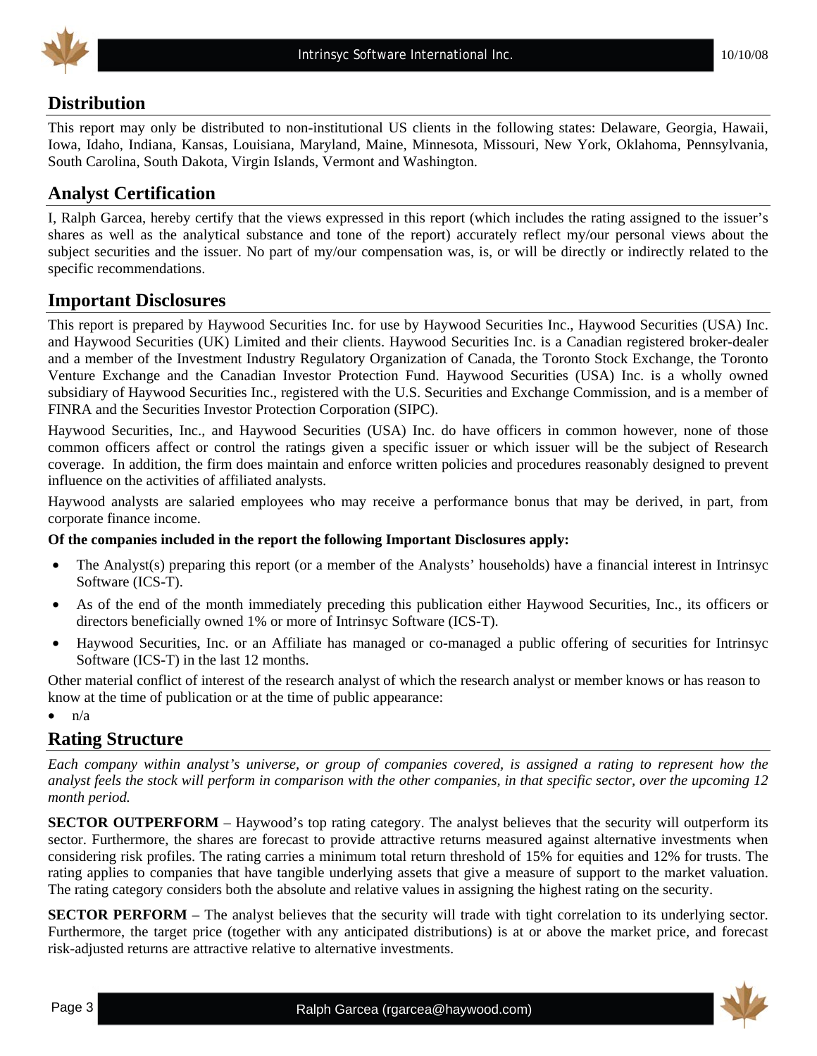## Distribution

This report may only be distributed to non-institutional US clients in the following states: Delaware, Georgia, Hawaii, Iowa, Idaho, Indiana, Kansas, Louisiana, Maryland, Maine, Minnesota, Missouri, New York, Oklahoma, Pennsylvania, South Carolina, South Dakota, Virgin Islands, Vermont and Washington.

## Analyst Certification

I, Ralph Garcea, hereby certify that the views expressed in this report (which includes the rating assigned to the issuer's shares as well as the analytical substance and tone of the report) accurately reflect my/our personal views about the subject securities and the issuer. No part of my/our compensation was, is, or will be directly or indirectly related to the specific recommendations.

## Important Disclosures

This report is prepared by Haywood Securities Inc. for use by Haywood Securities Inc., Haywood Securities (USA) Inc. and Haywood Securities (UK) Limited and their clients. Haywood Securities Inc. is a Canadian registered broker-dealer and a member of the Investment Industry Regulatory Organization of Canada, the Toronto Stock Exchange, the Toronto Venture Exchange and the Canadian Investor Protection Fund. Haywood Securities (USA) Inc. is a wholly owned subsidiary of Haywood Securities Inc., registered with the U.S. Securities and Exchange Commission, and is a member of FINRA and the Securities Investor Protection Corporation (SIPC).

Haywood Securities, Inc., and Haywood Securities (USA) Inc. do have officers in common however, none of those common officers affect or control the ratings given a specific issuer or which issuer will be the subject of Research coverage. In addition, the firm does maintain and enforce written policies and procedures reasonably designed to prevent influence on the activities of affiliated analysts.

Haywood analysts are salaried employees who may receive a performance bonus that may be derived, in part, from corporate finance income.

**Of the companies included in the report the following Important Disclosures apply:**

- The Analyst(s) preparing this report (or a member of the Analysts' households) have a financial interest in Intrinsyc Software (ICS-T).
- As of the end of the month immediately preceding this publication either Haywood Securities, Inc., its officers or directors beneficially owned 1% or more of Intrinsyc Software (ICS-T).
- Haywood Securities, Inc. or an Affiliate has managed or co-managed a public offering of securities for Intrinsyc Software (ICS-T) in the last 12 months.

Other material conflict of interest of the research analyst of which the research analyst or member knows or has reason to know at the time of publication or at the time of public appearance:

- n/a

## Rating Structure

*Each company within analyst's universe, or group of companies covered, is assigned a rating to represent how the analyst feels the stock will perform in comparison with the other companies, in that specific sector, over the upcoming 12 month period.*

**SECTOR OUTPERFORM** – Haywood's top rating category. The analyst believes that the security will outperform its sector. Furthermore, the shares are forecast to provide attractive returns measured against alternative investments when considering risk profiles. The rating carries a minimum total return threshold of 15% for equities and 12% for trusts. The rating applies to companies that have tangible underlying assets that give a measure of support to the market valuation. The rating category considers both the absolute and relative values in assigning the highest rating on the security.

**SECTOR PERFORM** – The analyst believes that the security will trade with tight correlation to its underlying sector. Furthermore, the target price (together with any anticipated distributions) is at or above the market price, and forecast risk-adjusted returns are attractive relative to alternative investments.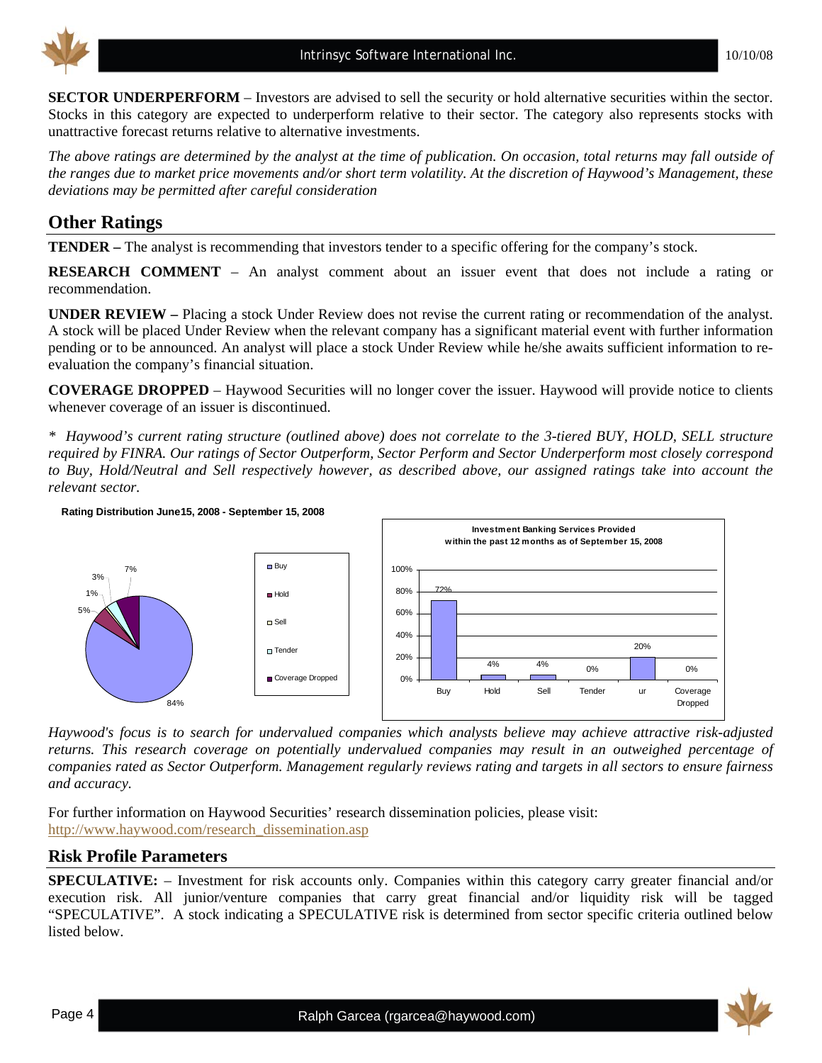**SECTOR UNDERPERFORM** – Investors are advised to sell the security or hold alternative securities within the sector. Stocks in this category are expected to underperform relative to their sector. The category also represents stocks with unattractive forecast returns relative to alternative investments.

*The above ratings are determined by the analyst at the time of publication. On occasion, total returns may fall outside of the ranges due to market price movements and/or short term volatility. At the discretion of Haywood's Management, these deviations may be permitted after careful consideration*

## Other Ratings

**TENDER –** The analyst is recommending that investors tender to a specific offering for the company's stock.

**RESEARCH COMMENT** – An analyst comment about an issuer event that does not include a rating or recommendation.

**UNDER REVIEW –** Placing a stock Under Review does not revise the current rating or recommendation of the analyst. A stock will be placed Under Review when the relevant company has a significant material event with further information pending or to be announced. An analyst will place a stock Under Review while he/she awaits sufficient information to re-evaluation the company's financial situation.

**COVERAGE DROPPED** – Haywood Securities will no longer cover the issuer. Haywood will provide notice to clients whenever coverage of an issuer is discontinued.

*\* Haywood's current rating structure (outlined above) does not correlate to the 3-tiered BUY, HOLD, SELL structure required by FINRA. Our ratings of Sector Outperform, Sector Perform and Sector Underperform most closely correspond to Buy, Hold/Neutral and Sell respectively however, as described above, our assigned ratings take into account the relevant sector.*

**Rating Distribution June15, 2008 - September 15, 2008**

| Rating | Distribution |
|---|---|
| Buy | 84% |
| Hold | 5% |
| Sell | 1% |
| Tender | 3% |
| Coverage Dropped | 7% |

**Investment Banking Services Provided within the past 12 months as of September 15, 2008**

| Buy | Hold | Sell | Tender | ur | Coverage Dropped |
|---|---|---|---|---|---|
| 72% | 4% | 4% | 0% | 20% | 0% |

*Haywood's focus is to search for undervalued companies which analysts believe may achieve attractive risk-adjusted returns. This research coverage on potentially undervalued companies may result in an outweighed percentage of companies rated as Sector Outperform. Management regularly reviews rating and targets in all sectors to ensure fairness and accuracy.*

For further information on Haywood Securities' research dissemination policies, please visit: http://www.haywood.com/research_dissemination.asp

## Risk Profile Parameters

**SPECULATIVE:** – Investment for risk accounts only. Companies within this category carry greater financial and/or execution risk. All junior/venture companies that carry great financial and/or liquidity risk will be tagged "SPECULATIVE". A stock indicating a SPECULATIVE risk is determined from sector specific criteria outlined below listed below.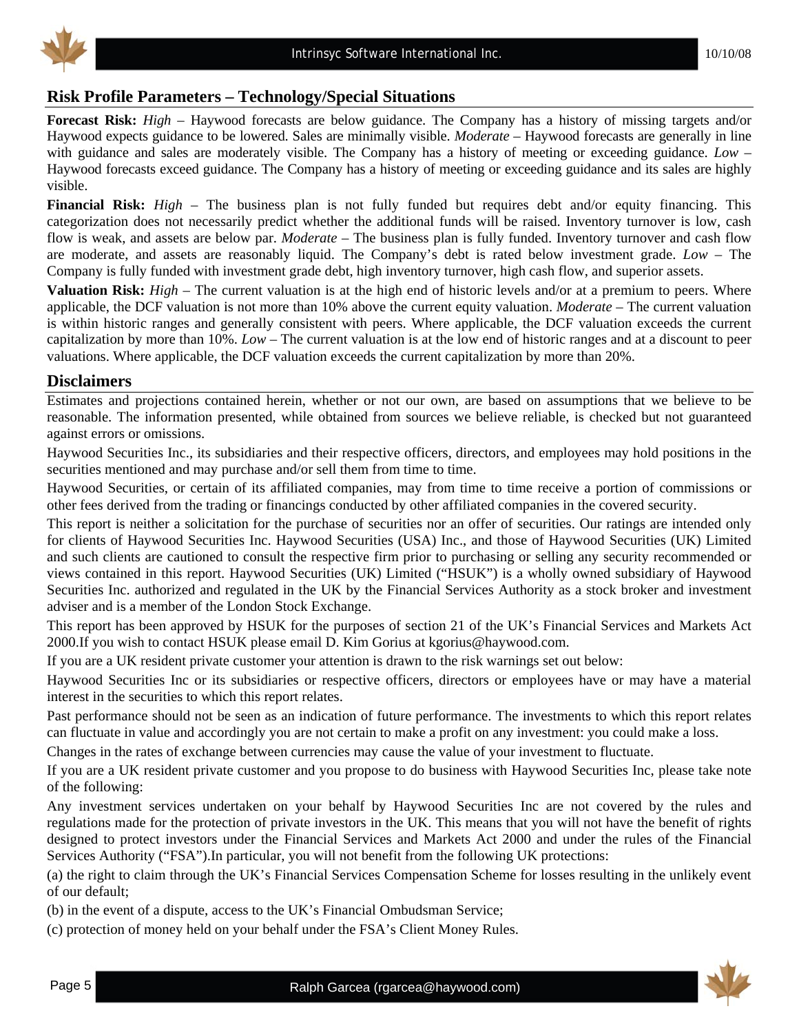## Risk Profile Parameters – Technology/Special Situations

**Forecast Risk:** *High* – Haywood forecasts are below guidance. The Company has a history of missing targets and/or Haywood expects guidance to be lowered. Sales are minimally visible. *Moderate* – Haywood forecasts are generally in line with guidance and sales are moderately visible. The Company has a history of meeting or exceeding guidance. *Low* – Haywood forecasts exceed guidance. The Company has a history of meeting or exceeding guidance and its sales are highly visible.

**Financial Risk:** *High* – The business plan is not fully funded but requires debt and/or equity financing. This categorization does not necessarily predict whether the additional funds will be raised. Inventory turnover is low, cash flow is weak, and assets are below par. *Moderate* – The business plan is fully funded. Inventory turnover and cash flow are moderate, and assets are reasonably liquid. The Company's debt is rated below investment grade. *Low* – The Company is fully funded with investment grade debt, high inventory turnover, high cash flow, and superior assets.

**Valuation Risk:** *High* – The current valuation is at the high end of historic levels and/or at a premium to peers. Where applicable, the DCF valuation is not more than 10% above the current equity valuation. *Moderate* – The current valuation is within historic ranges and generally consistent with peers. Where applicable, the DCF valuation exceeds the current capitalization by more than 10%. *Low* – The current valuation is at the low end of historic ranges and at a discount to peer valuations. Where applicable, the DCF valuation exceeds the current capitalization by more than 20%.

## Disclaimers

Estimates and projections contained herein, whether or not our own, are based on assumptions that we believe to be reasonable. The information presented, while obtained from sources we believe reliable, is checked but not guaranteed against errors or omissions.

Haywood Securities Inc., its subsidiaries and their respective officers, directors, and employees may hold positions in the securities mentioned and may purchase and/or sell them from time to time.

Haywood Securities, or certain of its affiliated companies, may from time to time receive a portion of commissions or other fees derived from the trading or financings conducted by other affiliated companies in the covered security.

This report is neither a solicitation for the purchase of securities nor an offer of securities. Our ratings are intended only for clients of Haywood Securities Inc. Haywood Securities (USA) Inc., and those of Haywood Securities (UK) Limited and such clients are cautioned to consult the respective firm prior to purchasing or selling any security recommended or views contained in this report. Haywood Securities (UK) Limited ("HSUK") is a wholly owned subsidiary of Haywood Securities Inc. authorized and regulated in the UK by the Financial Services Authority as a stock broker and investment adviser and is a member of the London Stock Exchange.

This report has been approved by HSUK for the purposes of section 21 of the UK's Financial Services and Markets Act 2000.If you wish to contact HSUK please email D. Kim Gorius at kgorius@haywood.com.

If you are a UK resident private customer your attention is drawn to the risk warnings set out below:

Haywood Securities Inc or its subsidiaries or respective officers, directors or employees have or may have a material interest in the securities to which this report relates.

Past performance should not be seen as an indication of future performance. The investments to which this report relates can fluctuate in value and accordingly you are not certain to make a profit on any investment: you could make a loss.

Changes in the rates of exchange between currencies may cause the value of your investment to fluctuate.

If you are a UK resident private customer and you propose to do business with Haywood Securities Inc, please take note of the following:

Any investment services undertaken on your behalf by Haywood Securities Inc are not covered by the rules and regulations made for the protection of private investors in the UK. This means that you will not have the benefit of rights designed to protect investors under the Financial Services and Markets Act 2000 and under the rules of the Financial Services Authority ("FSA").In particular, you will not benefit from the following UK protections:

(a) the right to claim through the UK's Financial Services Compensation Scheme for losses resulting in the unlikely event of our default;

(b) in the event of a dispute, access to the UK's Financial Ombudsman Service;

(c) protection of money held on your behalf under the FSA's Client Money Rules.